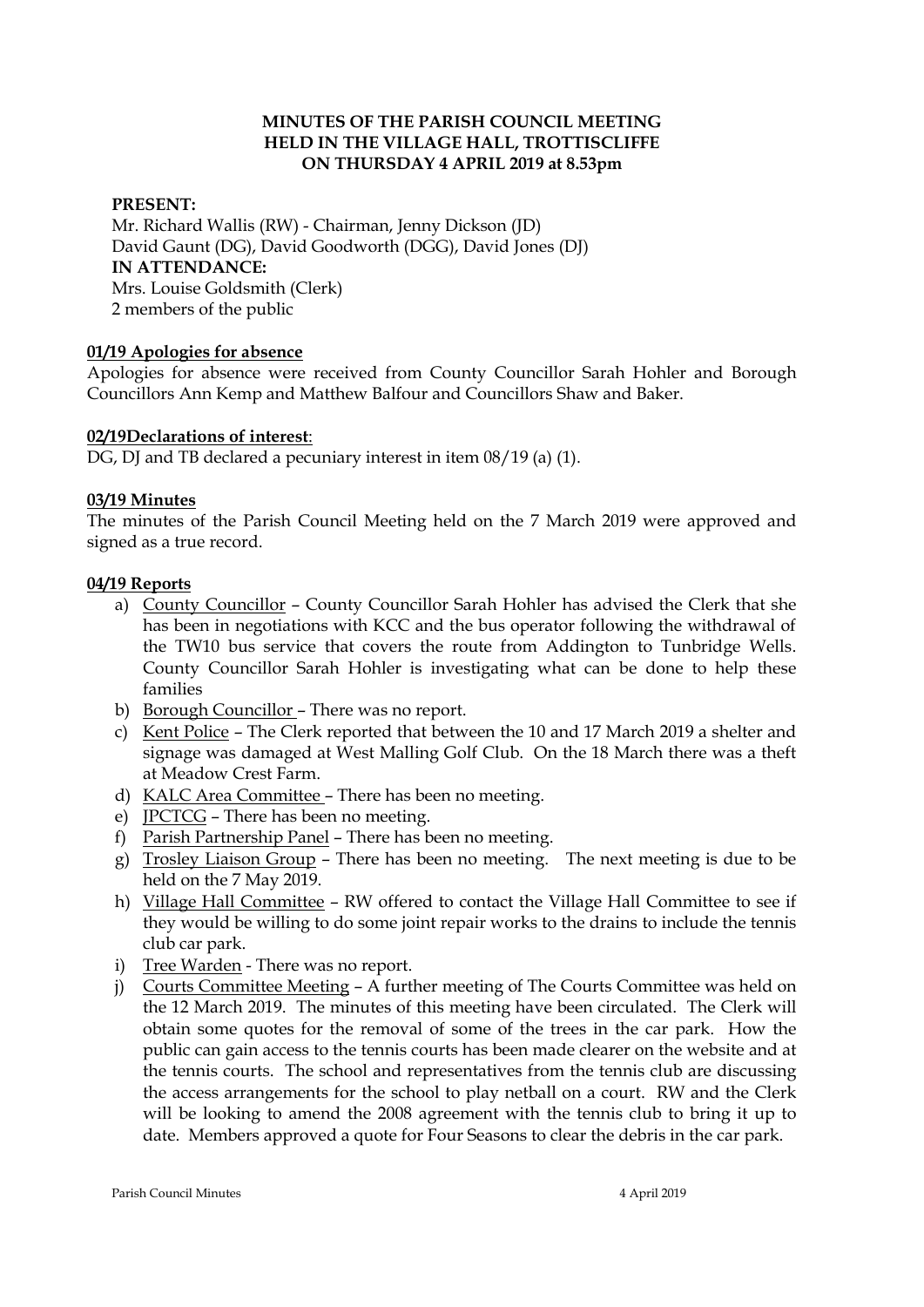# MINUTES OF THE PARISH COUNCIL MEETING HELD IN THE VILLAGE HALL, TROTTISCLIFFE ON THURSDAY 4 APRIL 2019 at 8.53pm

**PRESENT:**
Mr. Richard Wallis (RW) - Chairman, Jenny Dickson (JD)
David Gaunt (DG), David Goodworth (DGG), David Jones (DJ)
**IN ATTENDANCE:**
Mrs. Louise Goldsmith (Clerk)
2 members of the public

**01/19 Apologies for absence**

Apologies for absence were received from County Councillor Sarah Hohler and Borough Councillors Ann Kemp and Matthew Balfour and Councillors Shaw and Baker.

**02/19Declarations of interest**:

DG, DJ and TB declared a pecuniary interest in item 08/19 (a) (1).

**03/19 Minutes**

The minutes of the Parish Council Meeting held on the 7 March 2019 were approved and signed as a true record.

**04/19 Reports**

a) County Councillor – County Councillor Sarah Hohler has advised the Clerk that she has been in negotiations with KCC and the bus operator following the withdrawal of the TW10 bus service that covers the route from Addington to Tunbridge Wells. County Councillor Sarah Hohler is investigating what can be done to help these families
b) Borough Councillor – There was no report.
c) Kent Police – The Clerk reported that between the 10 and 17 March 2019 a shelter and signage was damaged at West Malling Golf Club. On the 18 March there was a theft at Meadow Crest Farm.
d) KALC Area Committee – There has been no meeting.
e) JPCTCG – There has been no meeting.
f) Parish Partnership Panel – There has been no meeting.
g) Trosley Liaison Group – There has been no meeting. The next meeting is due to be held on the 7 May 2019.
h) Village Hall Committee – RW offered to contact the Village Hall Committee to see if they would be willing to do some joint repair works to the drains to include the tennis club car park.
i) Tree Warden - There was no report.
j) Courts Committee Meeting – A further meeting of The Courts Committee was held on the 12 March 2019. The minutes of this meeting have been circulated. The Clerk will obtain some quotes for the removal of some of the trees in the car park. How the public can gain access to the tennis courts has been made clearer on the website and at the tennis courts. The school and representatives from the tennis club are discussing the access arrangements for the school to play netball on a court. RW and the Clerk will be looking to amend the 2008 agreement with the tennis club to bring it up to date. Members approved a quote for Four Seasons to clear the debris in the car park.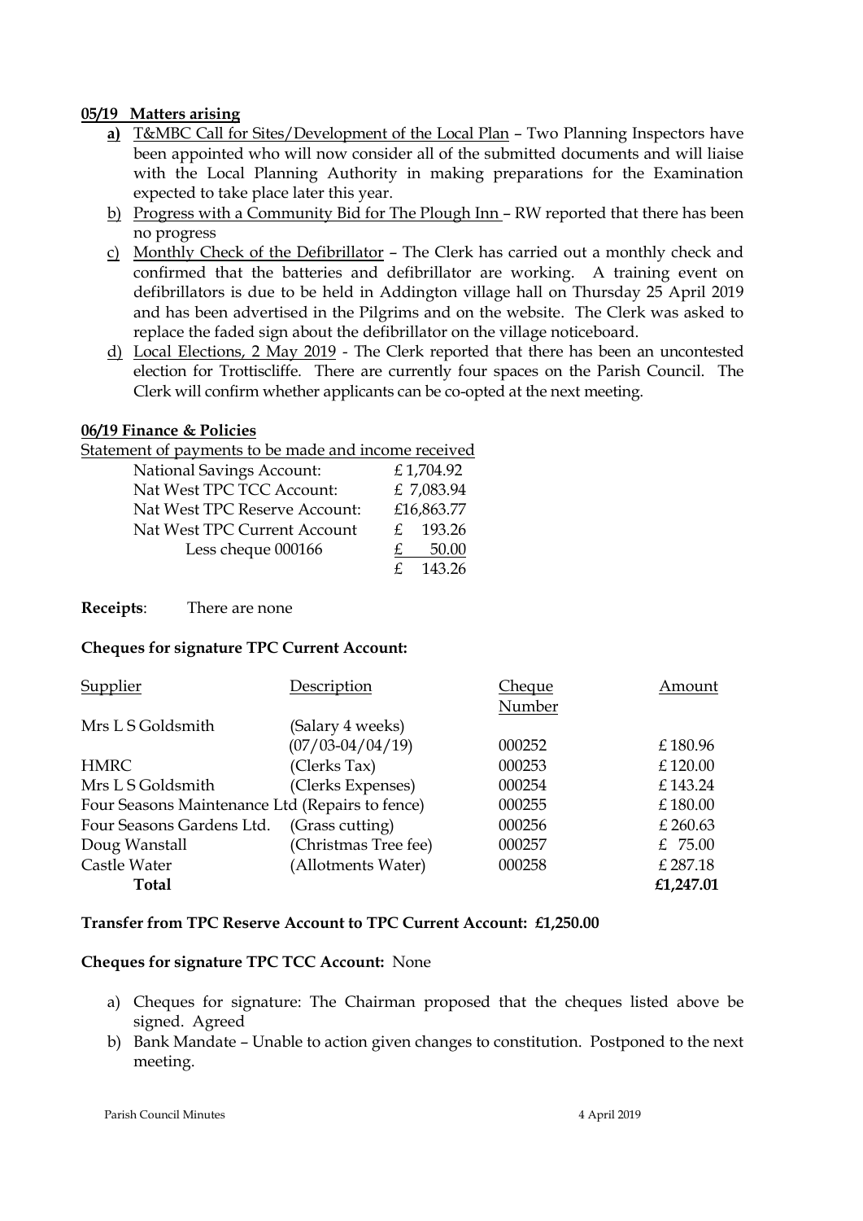**05/19 Matters arising**

- **a)** T&MBC Call for Sites/Development of the Local Plan – Two Planning Inspectors have been appointed who will now consider all of the submitted documents and will liaise with the Local Planning Authority in making preparations for the Examination expected to take place later this year.
- b) Progress with a Community Bid for The Plough Inn – RW reported that there has been no progress
- c) Monthly Check of the Defibrillator – The Clerk has carried out a monthly check and confirmed that the batteries and defibrillator are working. A training event on defibrillators is due to be held in Addington village hall on Thursday 25 April 2019 and has been advertised in the Pilgrims and on the website. The Clerk was asked to replace the faded sign about the defibrillator on the village noticeboard.
- d) Local Elections, 2 May 2019 - The Clerk reported that there has been an uncontested election for Trottiscliffe. There are currently four spaces on the Parish Council. The Clerk will confirm whether applicants can be co-opted at the next meeting.

**06/19 Finance & Policies**

Statement of payments to be made and income received

| | |
|---|---|
| National Savings Account: | £1,704.92 |
| Nat West TPC TCC Account: | £ 7,083.94 |
| Nat West TPC Reserve Account: | £16,863.77 |
| Nat West TPC Current Account | £ 193.26 |
| Less cheque 000166 | £ 50.00 |
| | £ 143.26 |

**Receipts**: There are none

**Cheques for signature TPC Current Account:**

| Supplier | Description | Cheque Number | Amount |
|---|---|---|---|
| Mrs L S Goldsmith | (Salary 4 weeks) (07/03-04/04/19) | 000252 | £180.96 |
| HMRC | (Clerks Tax) | 000253 | £120.00 |
| Mrs L S Goldsmith | (Clerks Expenses) | 000254 | £143.24 |
| Four Seasons Maintenance Ltd | (Repairs to fence) | 000255 | £180.00 |
| Four Seasons Gardens Ltd. | (Grass cutting) | 000256 | £260.63 |
| Doug Wanstall | (Christmas Tree fee) | 000257 | £ 75.00 |
| Castle Water | (Allotments Water) | 000258 | £287.18 |
| **Total** | | | **£1,247.01** |

**Transfer from TPC Reserve Account to TPC Current Account: £1,250.00**

**Cheques for signature TPC TCC Account:** None

- a) Cheques for signature: The Chairman proposed that the cheques listed above be signed. Agreed
- b) Bank Mandate – Unable to action given changes to constitution. Postponed to the next meeting.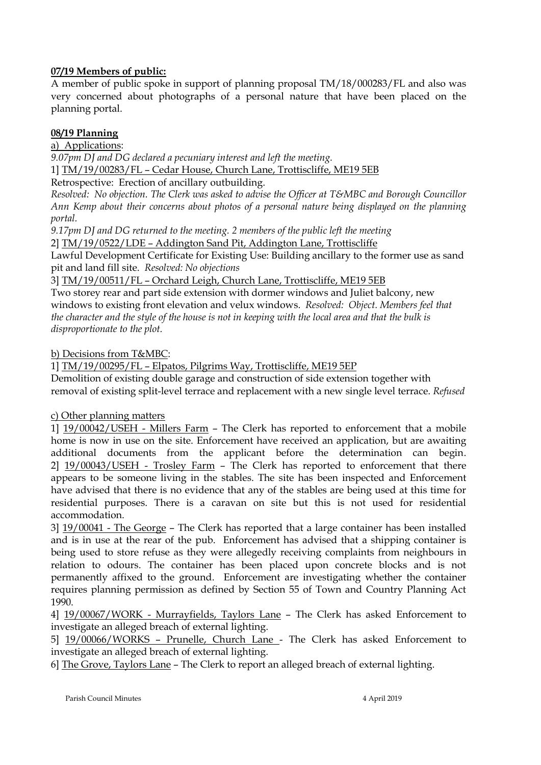**07/19 Members of public:**

A member of public spoke in support of planning proposal TM/18/000283/FL and also was very concerned about photographs of a personal nature that have been placed on the planning portal.

**08/19 Planning**

a) Applications:

*9.07pm DJ and DG declared a pecuniary interest and left the meeting.*

1] TM/19/00283/FL – Cedar House, Church Lane, Trottiscliffe, ME19 5EB

Retrospective: Erection of ancillary outbuilding.

*Resolved: No objection. The Clerk was asked to advise the Officer at T&MBC and Borough Councillor Ann Kemp about their concerns about photos of a personal nature being displayed on the planning portal.*

*9.17pm DJ and DG returned to the meeting. 2 members of the public left the meeting*

2] TM/19/0522/LDE – Addington Sand Pit, Addington Lane, Trottiscliffe

Lawful Development Certificate for Existing Use: Building ancillary to the former use as sand pit and land fill site. *Resolved: No objections*

3] TM/19/00511/FL – Orchard Leigh, Church Lane, Trottiscliffe, ME19 5EB

Two storey rear and part side extension with dormer windows and Juliet balcony, new windows to existing front elevation and velux windows. *Resolved: Object. Members feel that the character and the style of the house is not in keeping with the local area and that the bulk is disproportionate to the plot.*

b) Decisions from T&MBC:

1] TM/19/00295/FL – Elpatos, Pilgrims Way, Trottiscliffe, ME19 5EP

Demolition of existing double garage and construction of side extension together with removal of existing split-level terrace and replacement with a new single level terrace. *Refused*

c) Other planning matters

1] 19/00042/USEH - Millers Farm – The Clerk has reported to enforcement that a mobile home is now in use on the site. Enforcement have received an application, but are awaiting additional documents from the applicant before the determination can begin.

2] 19/00043/USEH - Trosley Farm – The Clerk has reported to enforcement that there appears to be someone living in the stables. The site has been inspected and Enforcement have advised that there is no evidence that any of the stables are being used at this time for residential purposes. There is a caravan on site but this is not used for residential accommodation.

3] 19/00041 - The George – The Clerk has reported that a large container has been installed and is in use at the rear of the pub. Enforcement has advised that a shipping container is being used to store refuse as they were allegedly receiving complaints from neighbours in relation to odours. The container has been placed upon concrete blocks and is not permanently affixed to the ground. Enforcement are investigating whether the container requires planning permission as defined by Section 55 of Town and Country Planning Act 1990.

4] 19/00067/WORK - Murrayfields, Taylors Lane – The Clerk has asked Enforcement to investigate an alleged breach of external lighting.

5] 19/00066/WORKS – Prunelle, Church Lane - The Clerk has asked Enforcement to investigate an alleged breach of external lighting.

6] The Grove, Taylors Lane – The Clerk to report an alleged breach of external lighting.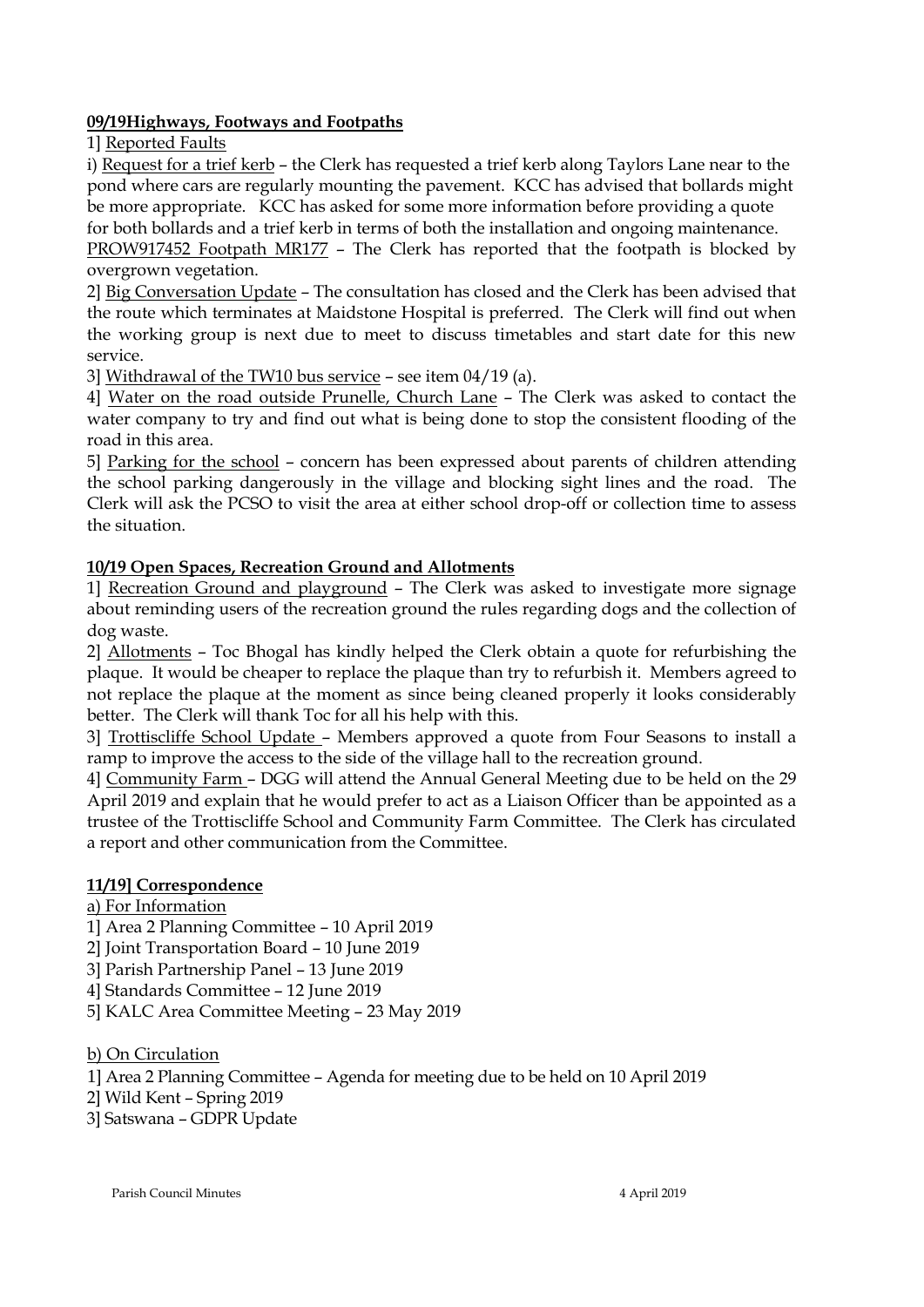**09/19Highways, Footways and Footpaths**

1] Reported Faults

i) Request for a trief kerb – the Clerk has requested a trief kerb along Taylors Lane near to the pond where cars are regularly mounting the pavement. KCC has advised that bollards might be more appropriate. KCC has asked for some more information before providing a quote for both bollards and a trief kerb in terms of both the installation and ongoing maintenance.

PROW917452 Footpath MR177 – The Clerk has reported that the footpath is blocked by overgrown vegetation.

2] Big Conversation Update – The consultation has closed and the Clerk has been advised that the route which terminates at Maidstone Hospital is preferred. The Clerk will find out when the working group is next due to meet to discuss timetables and start date for this new service.

3] Withdrawal of the TW10 bus service – see item 04/19 (a).

4] Water on the road outside Prunelle, Church Lane – The Clerk was asked to contact the water company to try and find out what is being done to stop the consistent flooding of the road in this area.

5] Parking for the school – concern has been expressed about parents of children attending the school parking dangerously in the village and blocking sight lines and the road. The Clerk will ask the PCSO to visit the area at either school drop-off or collection time to assess the situation.

**10/19 Open Spaces, Recreation Ground and Allotments**

1] Recreation Ground and playground – The Clerk was asked to investigate more signage about reminding users of the recreation ground the rules regarding dogs and the collection of dog waste.

2] Allotments – Toc Bhogal has kindly helped the Clerk obtain a quote for refurbishing the plaque. It would be cheaper to replace the plaque than try to refurbish it. Members agreed to not replace the plaque at the moment as since being cleaned properly it looks considerably better. The Clerk will thank Toc for all his help with this.

3] Trottiscliffe School Update – Members approved a quote from Four Seasons to install a ramp to improve the access to the side of the village hall to the recreation ground.

4] Community Farm – DGG will attend the Annual General Meeting due to be held on the 29 April 2019 and explain that he would prefer to act as a Liaison Officer than be appointed as a trustee of the Trottiscliffe School and Community Farm Committee. The Clerk has circulated a report and other communication from the Committee.

**11/19] Correspondence**

a) For Information

1] Area 2 Planning Committee – 10 April 2019

2] Joint Transportation Board – 10 June 2019

3] Parish Partnership Panel – 13 June 2019

4] Standards Committee – 12 June 2019

5] KALC Area Committee Meeting – 23 May 2019

b) On Circulation

1] Area 2 Planning Committee – Agenda for meeting due to be held on 10 April 2019

2] Wild Kent – Spring 2019

3] Satswana – GDPR Update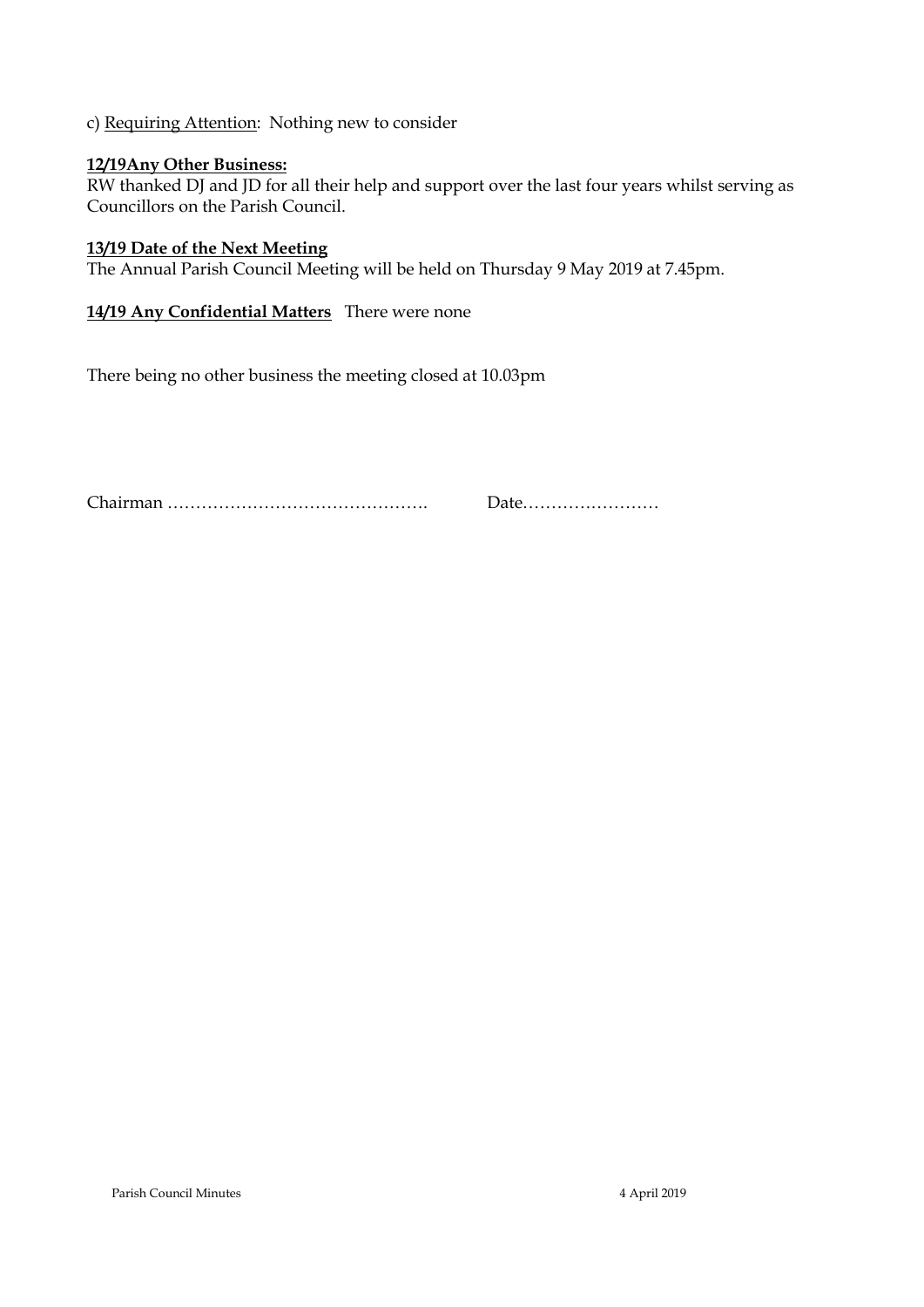c) Requiring Attention: Nothing new to consider

**12/19Any Other Business:**

RW thanked DJ and JD for all their help and support over the last four years whilst serving as Councillors on the Parish Council.

**13/19 Date of the Next Meeting**

The Annual Parish Council Meeting will be held on Thursday 9 May 2019 at 7.45pm.

**14/19 Any Confidential Matters** There were none

There being no other business the meeting closed at 10.03pm

Chairman ………………………………………. Date……………………